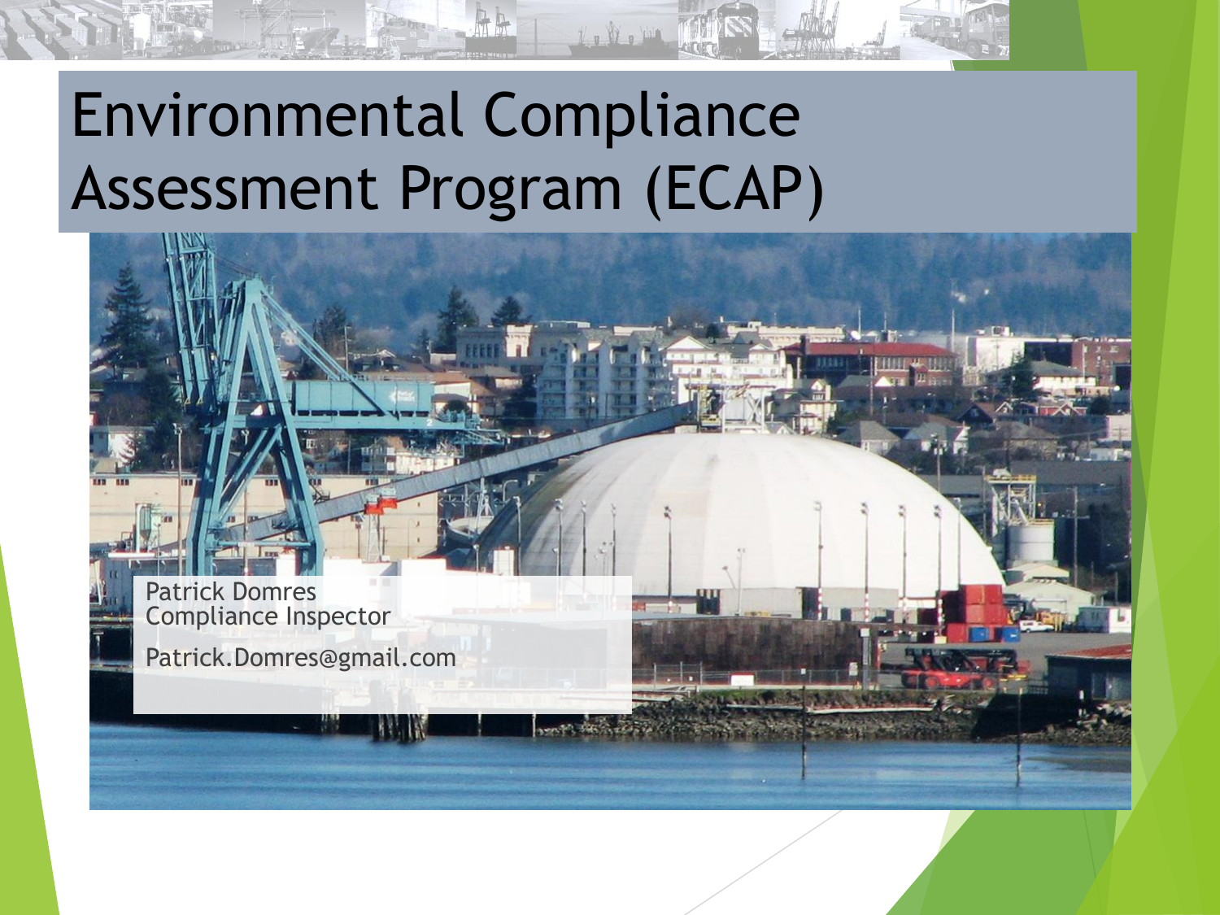# Environmental Compliance Assessment Program (ECAP)

Patrick Domres
Compliance Inspector

Patrick.Domres@gmail.com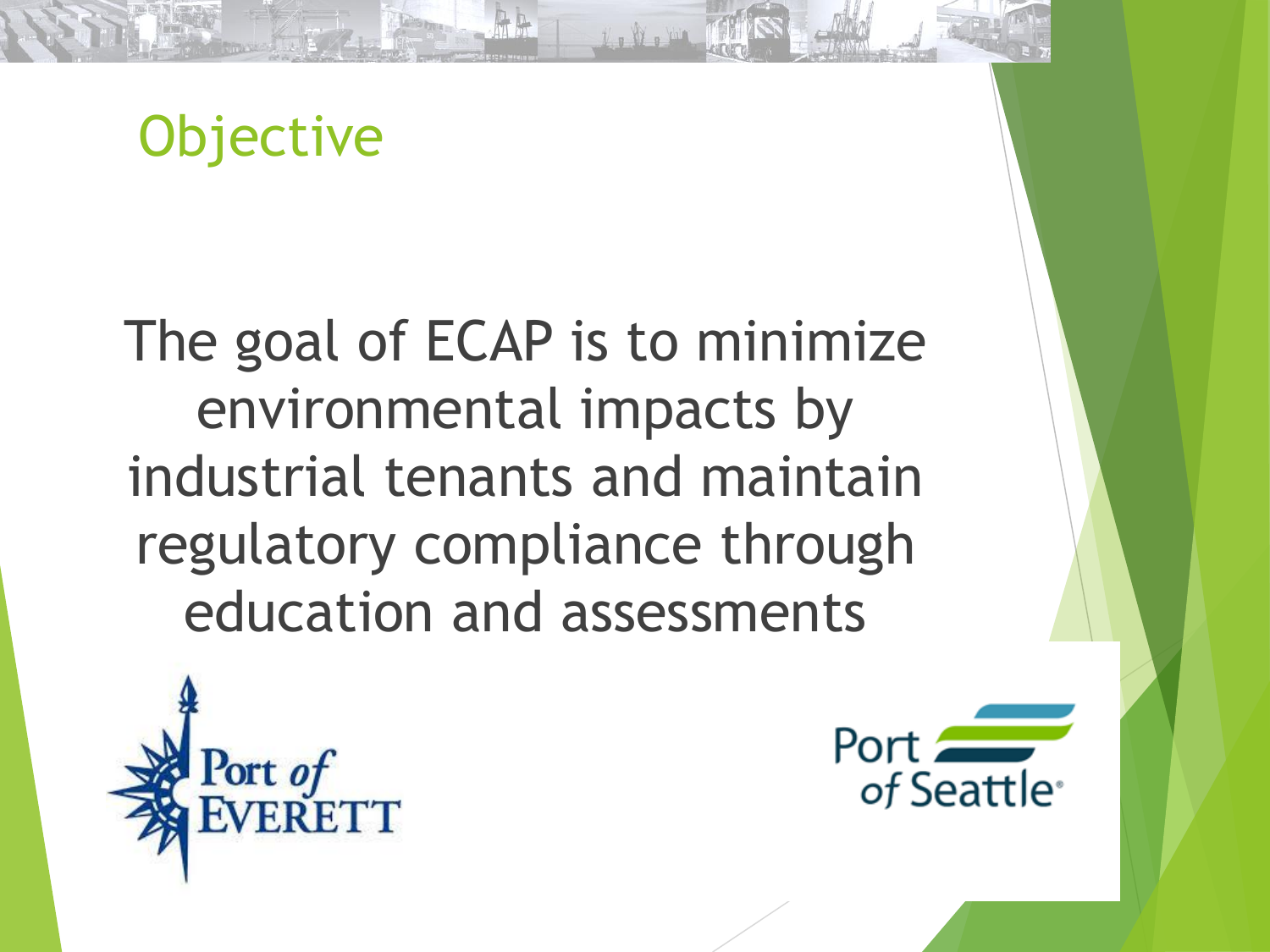# Objective

The goal of ECAP is to minimize environmental impacts by industrial tenants and maintain regulatory compliance through education and assessments

Port of EVERETT

Port of Seattle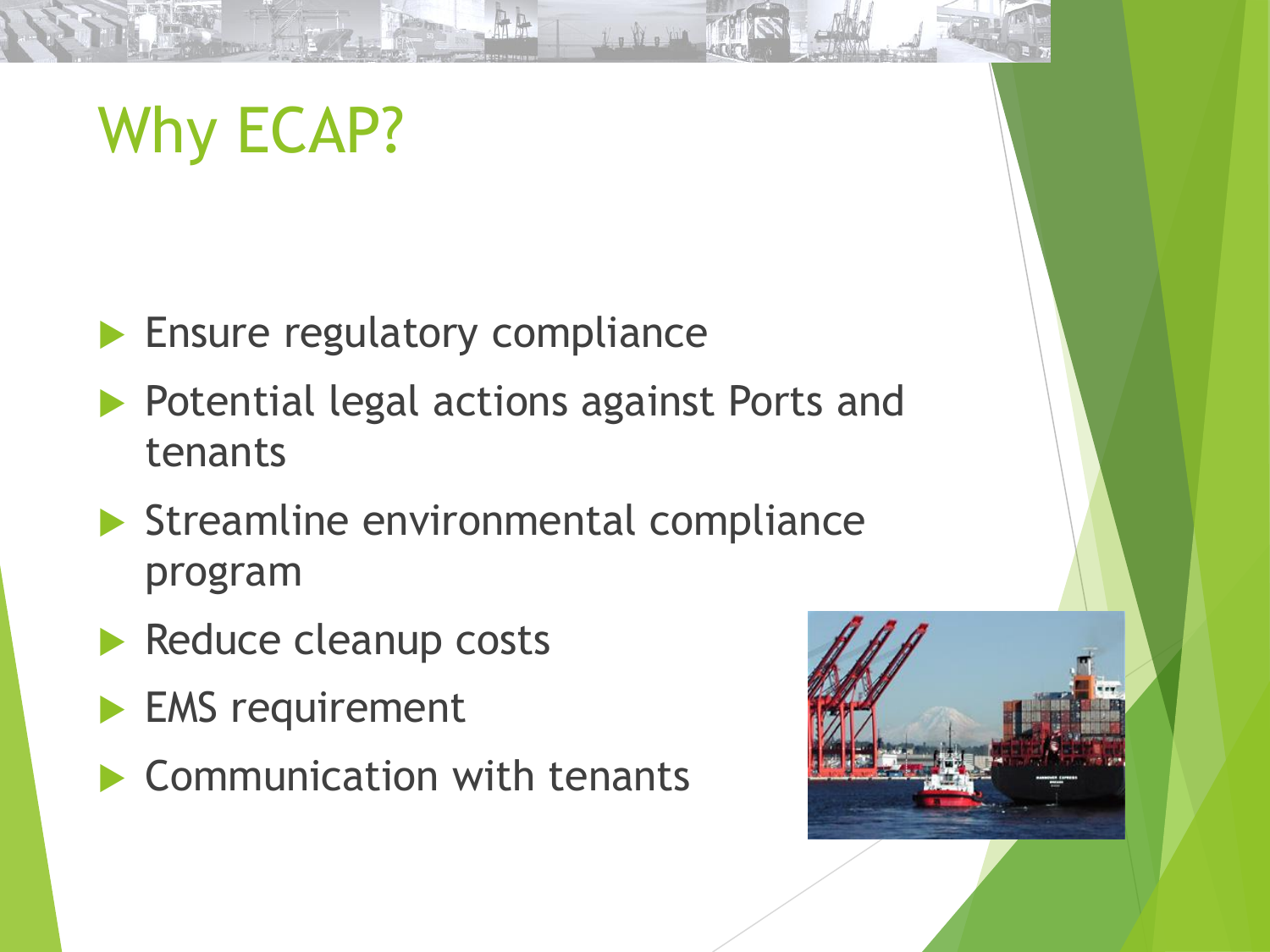# Why ECAP?

- Ensure regulatory compliance
- Potential legal actions against Ports and tenants
- Streamline environmental compliance program
- Reduce cleanup costs
- EMS requirement
- Communication with tenants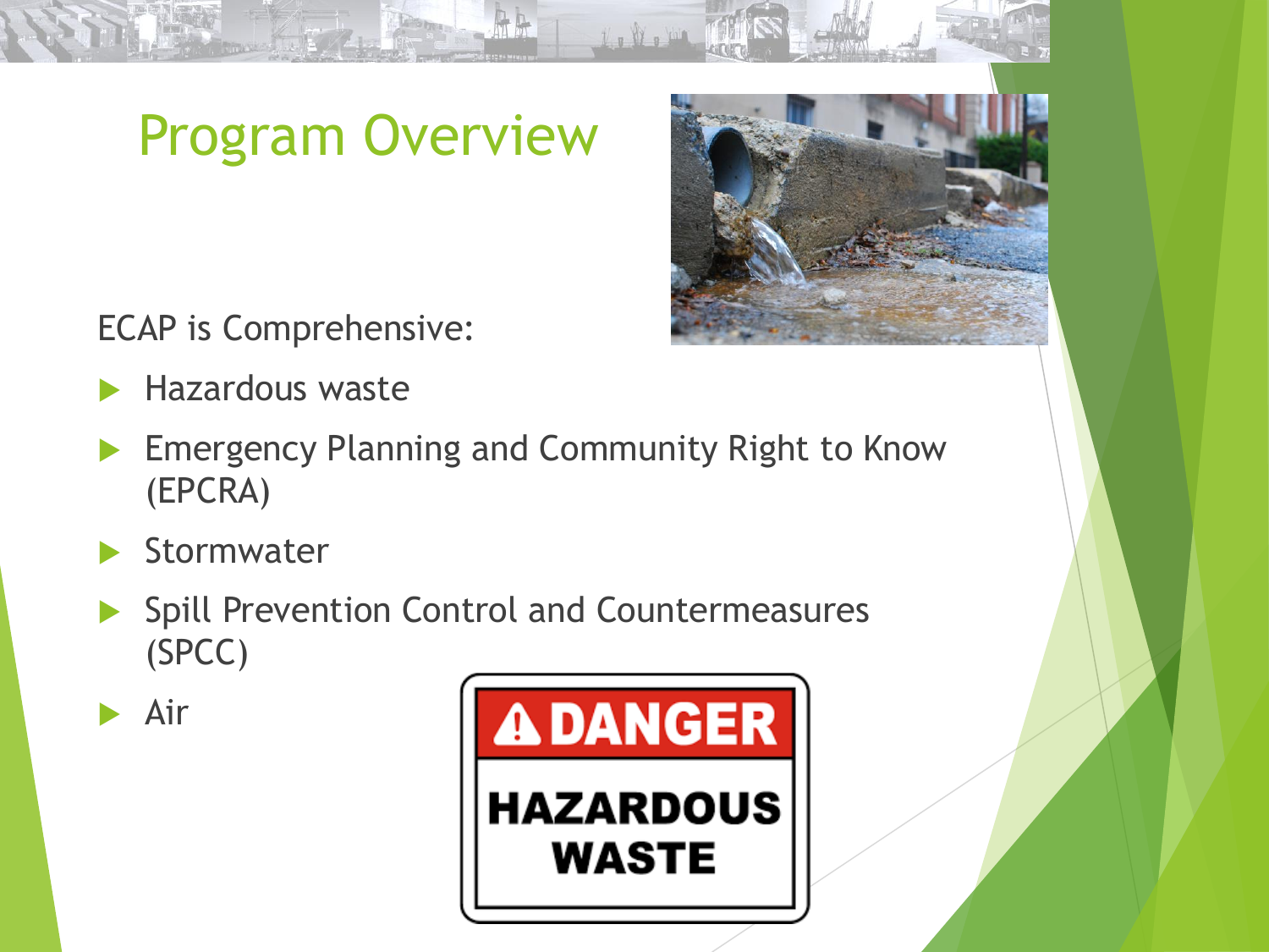# Program Overview

ECAP is Comprehensive:

- Hazardous waste
- Emergency Planning and Community Right to Know (EPCRA)
- Stormwater
- Spill Prevention Control and Countermeasures (SPCC)
- Air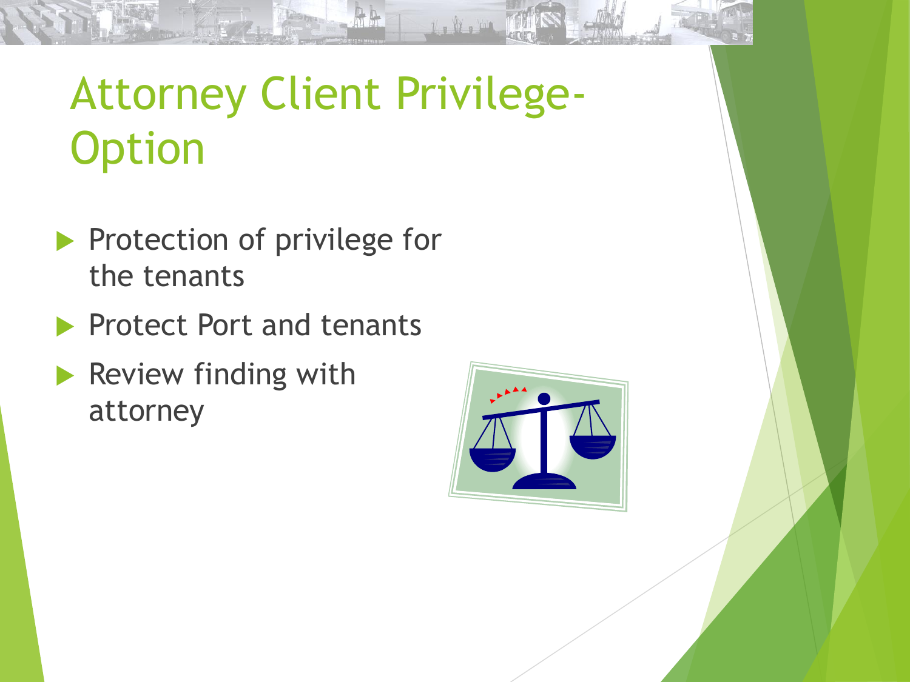# Attorney Client Privilege- Option

- Protection of privilege for the tenants
- Protect Port and tenants
- Review finding with attorney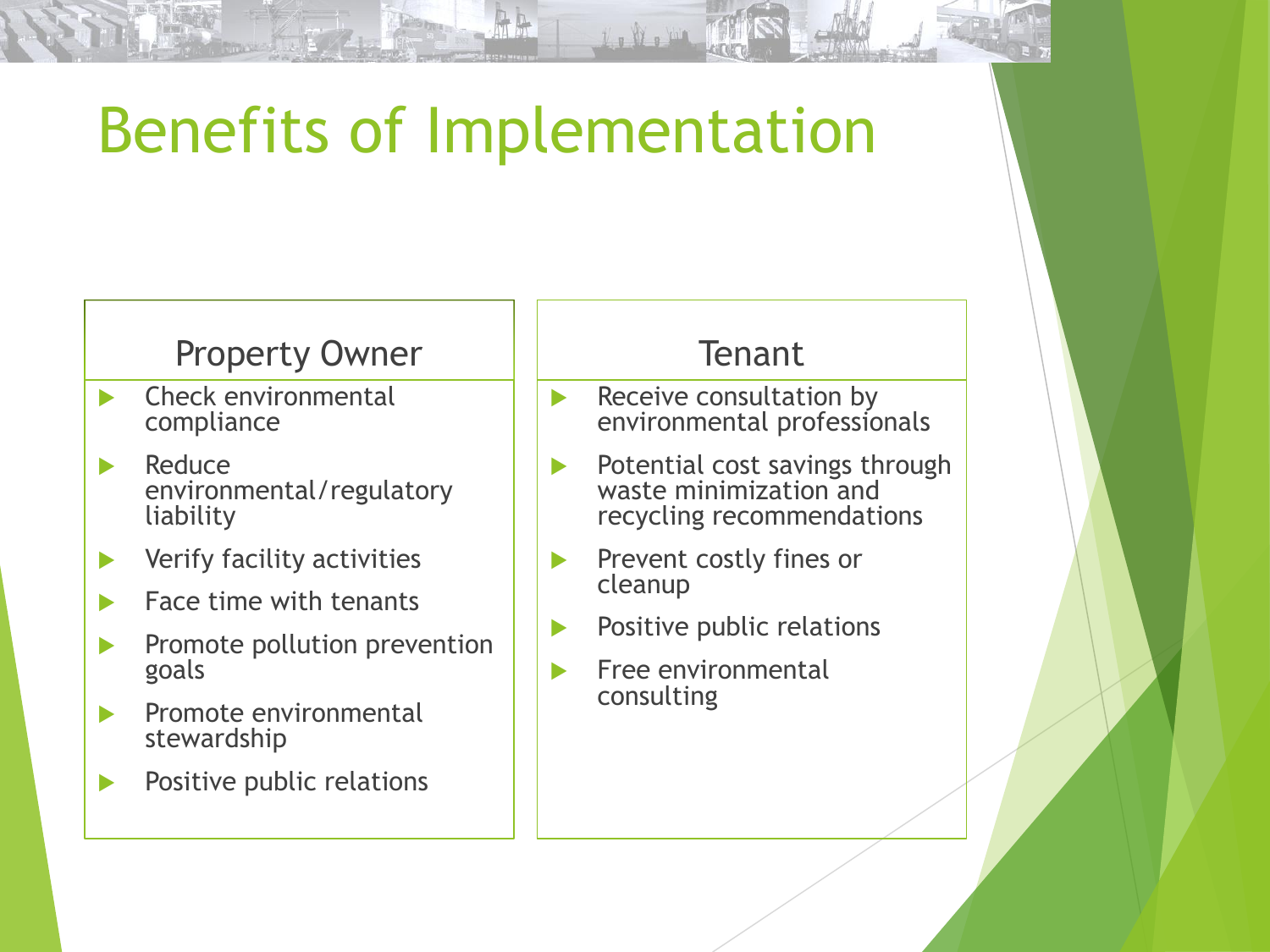# Benefits of Implementation

## Property Owner

- Check environmental compliance
- Reduce environmental/regulatory liability
- Verify facility activities
- Face time with tenants
- Promote pollution prevention goals
- Promote environmental stewardship
- Positive public relations

## Tenant

- Receive consultation by environmental professionals
- Potential cost savings through waste minimization and recycling recommendations
- Prevent costly fines or cleanup
- Positive public relations
- Free environmental consulting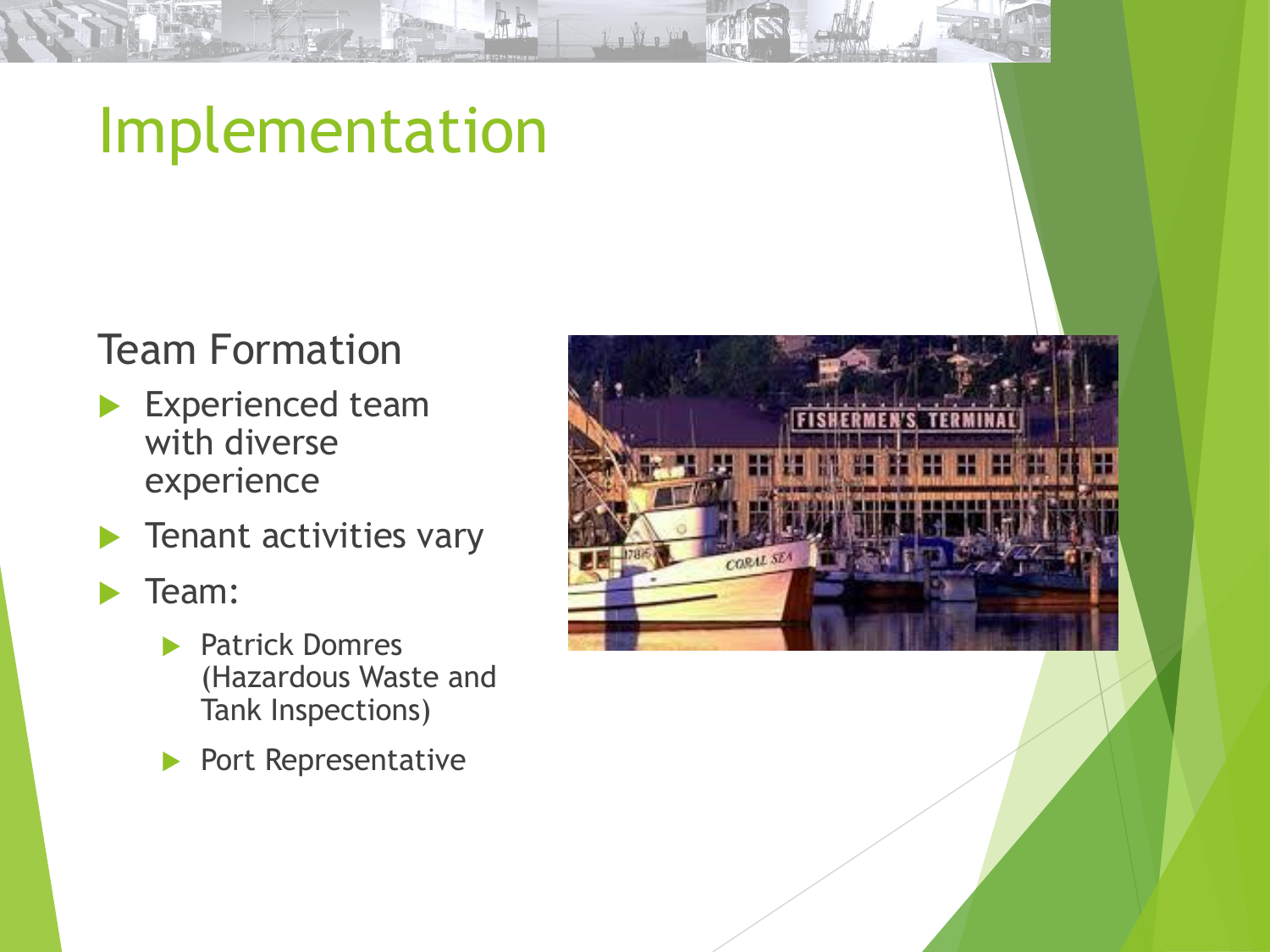# Implementation

## Team Formation

- Experienced team with diverse experience
- Tenant activities vary
- Team:
  - Patrick Domres (Hazardous Waste and Tank Inspections)
  - Port Representative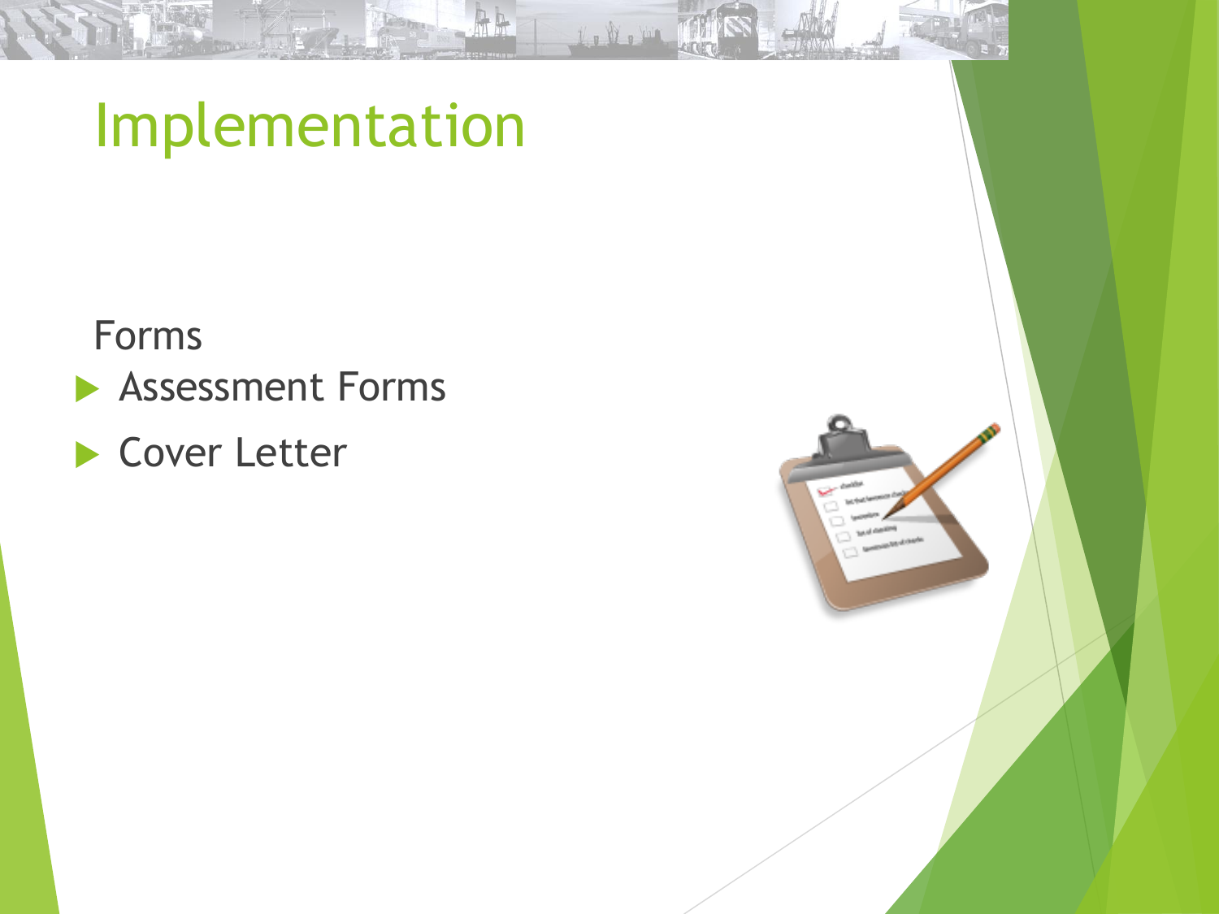# Implementation

Forms

- Assessment Forms
- Cover Letter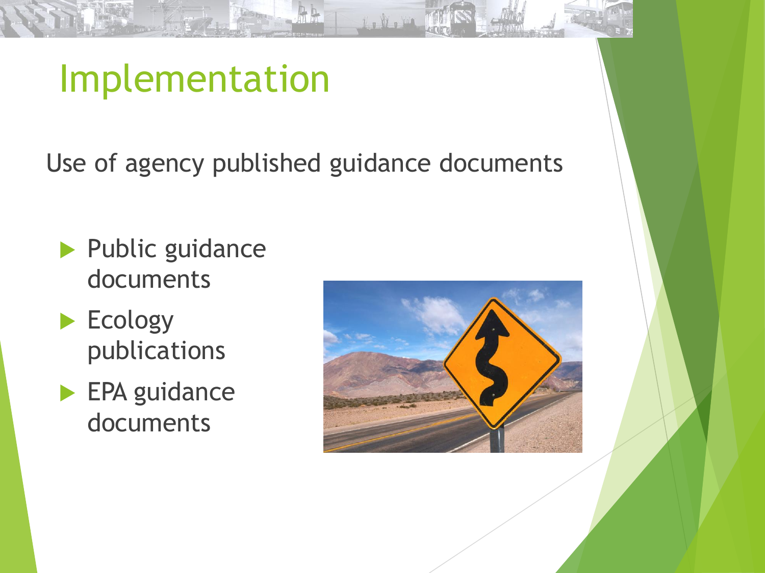# Implementation

Use of agency published guidance documents

- Public guidance documents
- Ecology publications
- EPA guidance documents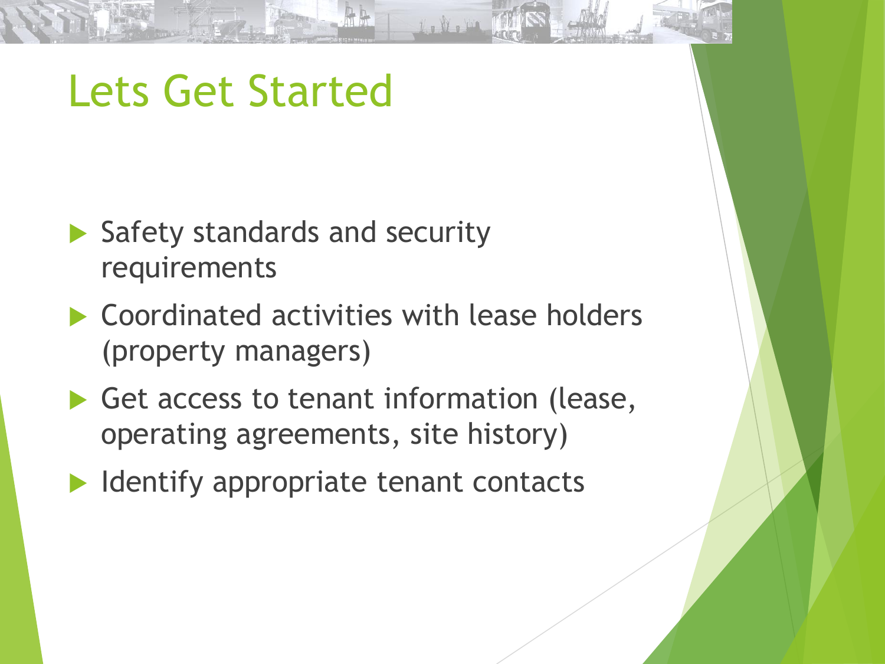# Lets Get Started

- Safety standards and security requirements
- Coordinated activities with lease holders (property managers)
- Get access to tenant information (lease, operating agreements, site history)
- Identify appropriate tenant contacts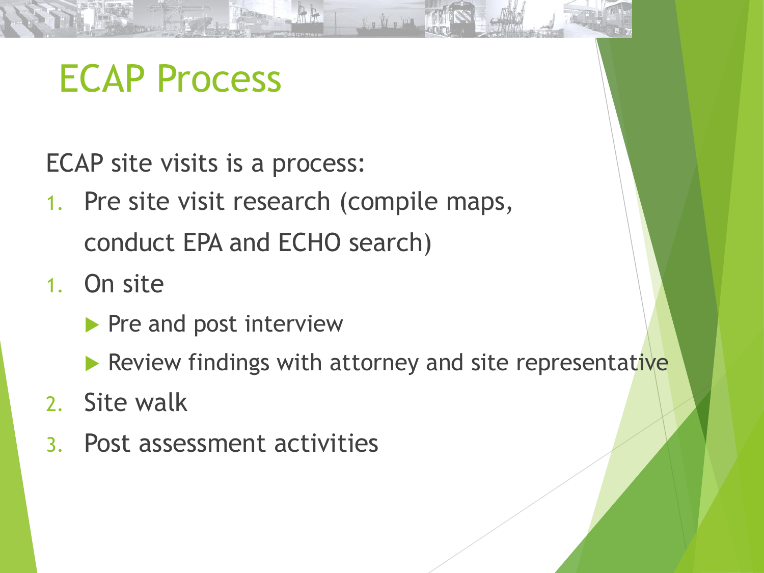# ECAP Process

ECAP site visits is a process:

1. Pre site visit research (compile maps, conduct EPA and ECHO search)
1. On site
   - Pre and post interview
   - Review findings with attorney and site representative
2. Site walk
3. Post assessment activities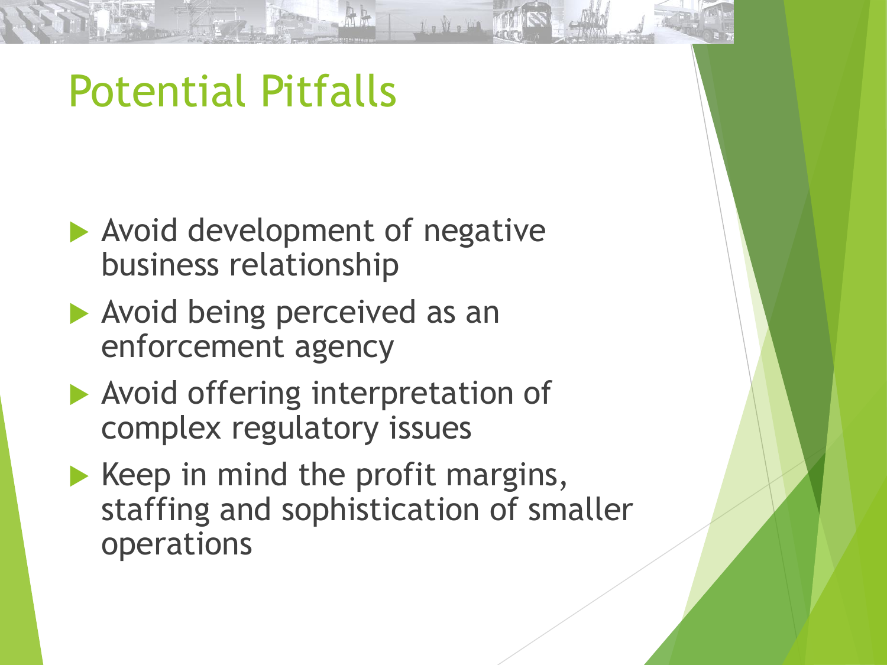# Potential Pitfalls

- Avoid development of negative business relationship
- Avoid being perceived as an enforcement agency
- Avoid offering interpretation of complex regulatory issues
- Keep in mind the profit margins, staffing and sophistication of smaller operations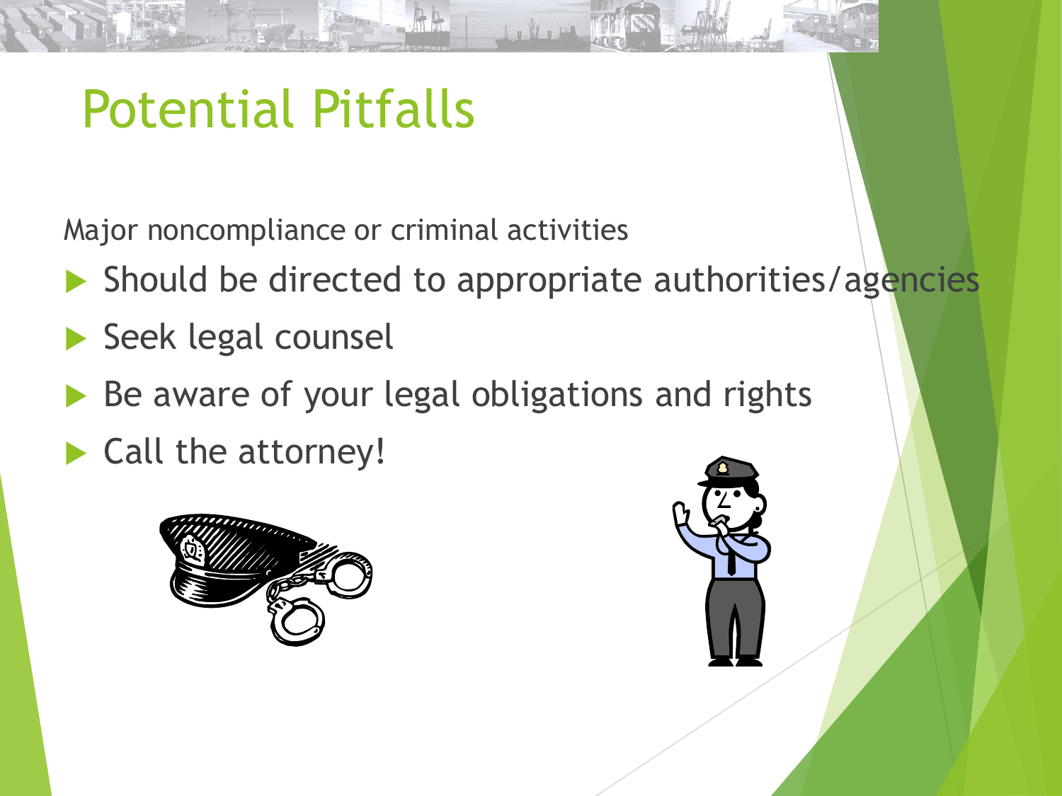# Potential Pitfalls

Major noncompliance or criminal activities

- Should be directed to appropriate authorities/agencies
- Seek legal counsel
- Be aware of your legal obligations and rights
- Call the attorney!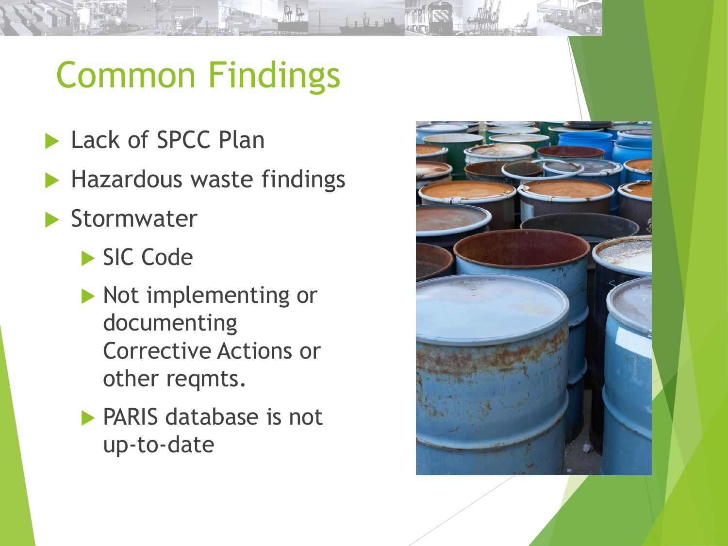# Common Findings

- Lack of SPCC Plan
- Hazardous waste findings
- Stormwater
  - SIC Code
  - Not implementing or documenting Corrective Actions or other reqmts.
  - PARIS database is not up-to-date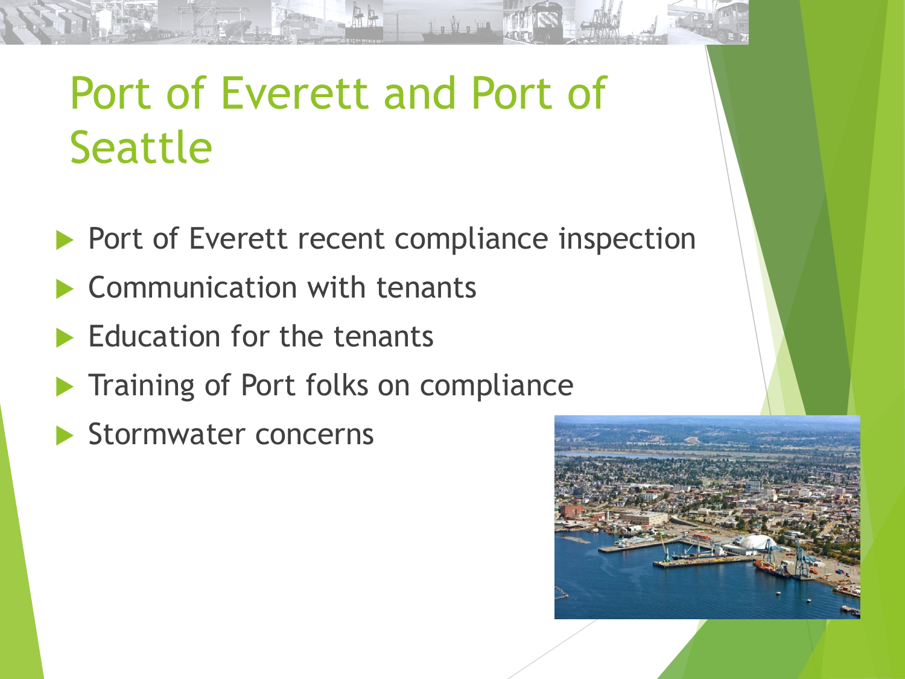# Port of Everett and Port of Seattle

- Port of Everett recent compliance inspection
- Communication with tenants
- Education for the tenants
- Training of Port folks on compliance
- Stormwater concerns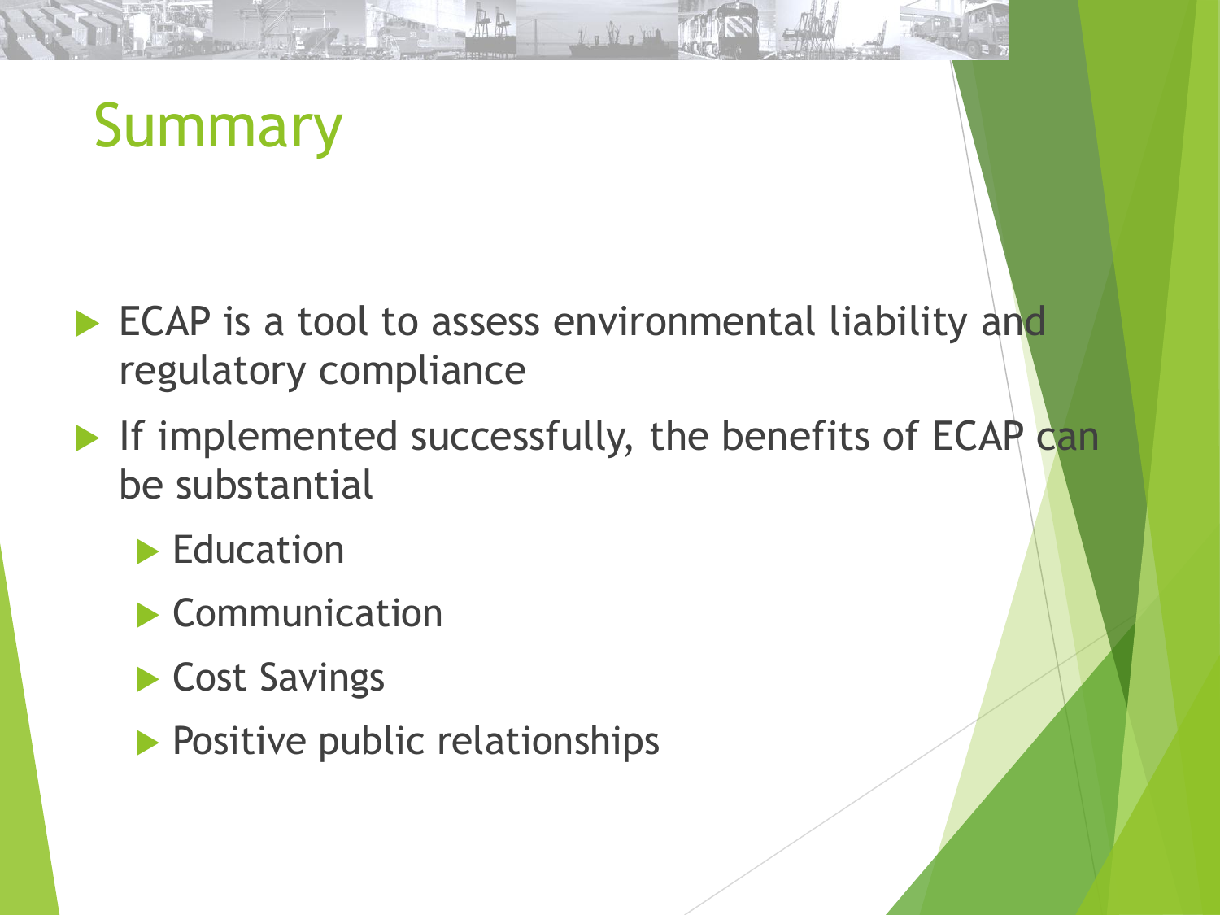# Summary

- ECAP is a tool to assess environmental liability and regulatory compliance
- If implemented successfully, the benefits of ECAP can be substantial
  - Education
  - Communication
  - Cost Savings
  - Positive public relationships